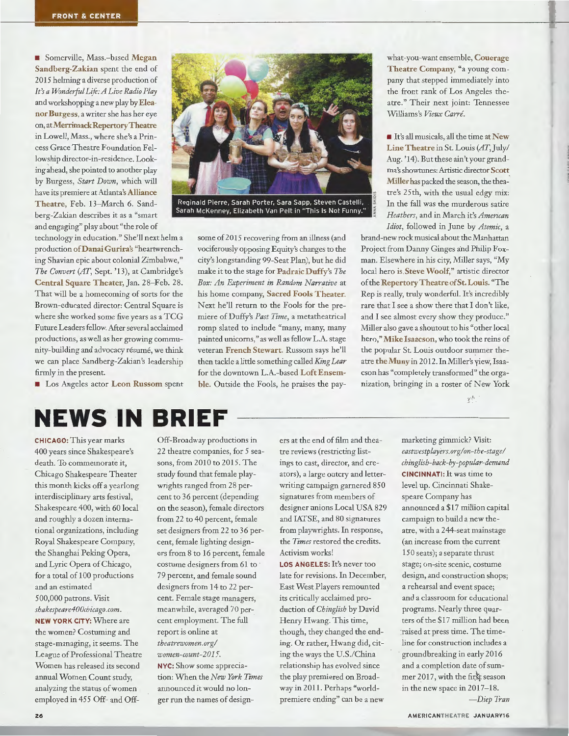- Somerville, Mass.–based **Megan Sandberg-Zakian** spent the end of 2015 helming a diverse production of *It's a Wonderful Life: A Live Radio Play* and workshopping a new play by **Eleanor Burgess**, a writer she has her eye on, at **Merrimack Repertory Theatre** in Lowell, Mass., where she's a Princess Grace Theatre Foundation Fellowship director-in-residence. Looking ahead, she pointed to another play by Burgess, *Start Down*, which will have its premiere at Atlanta's **Alliance Theatre**, Feb. 13–March 6. Sandberg-Zakian describes it as a "smart and engaging" play about "the role of technology in education." She'll next helm a production of **Danai Gurira's** "heartwrenching Shavian epic about colonial Zimbabwe," *The Convert* (*AT*, Sept. '13), at Cambridge's **Central Square Theater**, Jan. 28–Feb. 28. That will be a homecoming of sorts for the Brown-educated director: Central Square is where she worked some five years as a TCG Future Leaders fellow. After several acclaimed productions, as well as her growing community-building and advocacy résumé, we think we can place Sandberg-Zakian's leadership firmly in the present.

- Los Angeles actor **Leon Russom** spent some of 2015 recovering from an illness (and vociferously opposing Equity's changes to the city's longstanding 99-Seat Plan), but he did make it to the stage for **Padraic Duffy's** *The Box: An Experiment in Random Narrative* at his home company, **Sacred Fools Theater**. Next he'll return to the Fools for the premiere of Duffy's *Past Time*, a metatheatrical romp slated to include "many, many, many painted unicorns," as well as fellow L.A. stage veteran **French Stewart**. Russom says he'll then tackle a little something called *King Lear* for the downtown L.A.-based **Loft Ensemble**. Outside the Fools, he praises the pay-what-you-want ensemble, **Couerage Theatre Company**, "a young company that stepped immediately into the front rank of Los Angeles theatre." Their next joint: Tennessee Williams's *Vieux Carré*.

Reginald Pierre, Sarah Porter, Sara Sapp, Steven Castelli, Sarah McKenney, Elizabeth Van Pelt in "This Is Not Funny."

- It's all musicals, all the time at **New Line Theatre** in St. Louis (*AT*, July/Aug. '14). But these ain't your grandma's showtunes: Artistic director **Scott Miller** has packed the season, the theatre's 25th, with the usual edgy mix: In the fall was the murderous satire *Heathers*, and in March it's *American Idiot*, followed in June by *Atomic*, a brand-new rock musical about the Manhattan Project from Danny Ginges and Philip Foxman. Elsewhere in his city, Miller says, "My local hero is **Steve Woolf**," artistic director of the **Repertory Theatre of St. Louis**. "The Rep is really, truly wonderful. It's incredibly rare that I see a show there that I don't like, and I see almost every show they produce." Miller also gave a shoutout to his "other local hero," **Mike Isaacson**, who took the reins of the popular St. Louis outdoor summer theatre **the Muny** in 2012. In Miller's view, Isaacson has "completely transformed" the organization, bringing in a roster of New York

# NEWS IN BRIEF

**CHICAGO:** This year marks 400 years since Shakespeare's death. To commemorate it, Chicago Shakespeare Theater this month kicks off a yearlong interdisciplinary arts festival, Shakespeare 400, with 60 local and roughly a dozen international organizations, including Royal Shakespeare Company, the Shanghai Peking Opera, and Lyric Opera of Chicago, for a total of 100 productions and an estimated 500,000 patrons. Visit *shakespeare400chicago.com*.

**NEW YORK CITY:** Where are the women? Costuming and stage-managing, it seems. The League of Professional Theatre Women has released its second annual Women Count study, analyzing the status of women employed in 455 Off- and Off-Off-Broadway productions in 22 theatre companies, for 5 seasons, from 2010 to 2015. The study found that female playwrights ranged from 28 percent to 36 percent (depending on the season), female directors from 22 to 40 percent, female set designers from 22 to 36 percent, female lighting designers from 8 to 16 percent, female costume designers from 61 to 79 percent, and female sound designers from 14 to 22 percent. Female stage managers, meanwhile, averaged 70 percent employment. The full report is online at *theatrewomen.org/women-count-2015*.

**NYC:** Show some appreciation: When the *New York Times* announced it would no longer run the names of designers at the end of film and theatre reviews (restricting listings to cast, director, and creators), a large outcry and letter-writing campaign garnered 850 signatures from members of designer unions Local USA 829 and IATSE, and 80 signatures from playwrights. In response, the *Times* restored the credits. Activism works!

**LOS ANGELES:** It's never too late for revisions. In December, East West Players remounted its critically acclaimed production of *Chinglish* by David Henry Hwang. This time, though, they changed the ending. Or rather, Hwang did, citing the ways the U.S./China relationship has evolved since the play premiered on Broadway in 2011. Perhaps "world-premiere ending" can be a new marketing gimmick? Visit: *eastwestplayers.org/on-the-stage/chinglish-back-by-popular-demand*

**CINCINNATI:** It was time to level up. Cincinnati Shakespeare Company has announced a $17 million capital campaign to build a new theatre, with a 244-seat mainstage (an increase from the current 150 seats); a separate thrust stage; on-site scenic, costume design, and construction shops; a rehearsal and event space; and a classroom for educational programs. Nearly three quarters of the $17 million had been raised at press time. The timeline for construction includes a groundbreaking in early 2016 and a completion date of summer 2017, with the first season in the new space in 2017–18.

*—Diep Tran*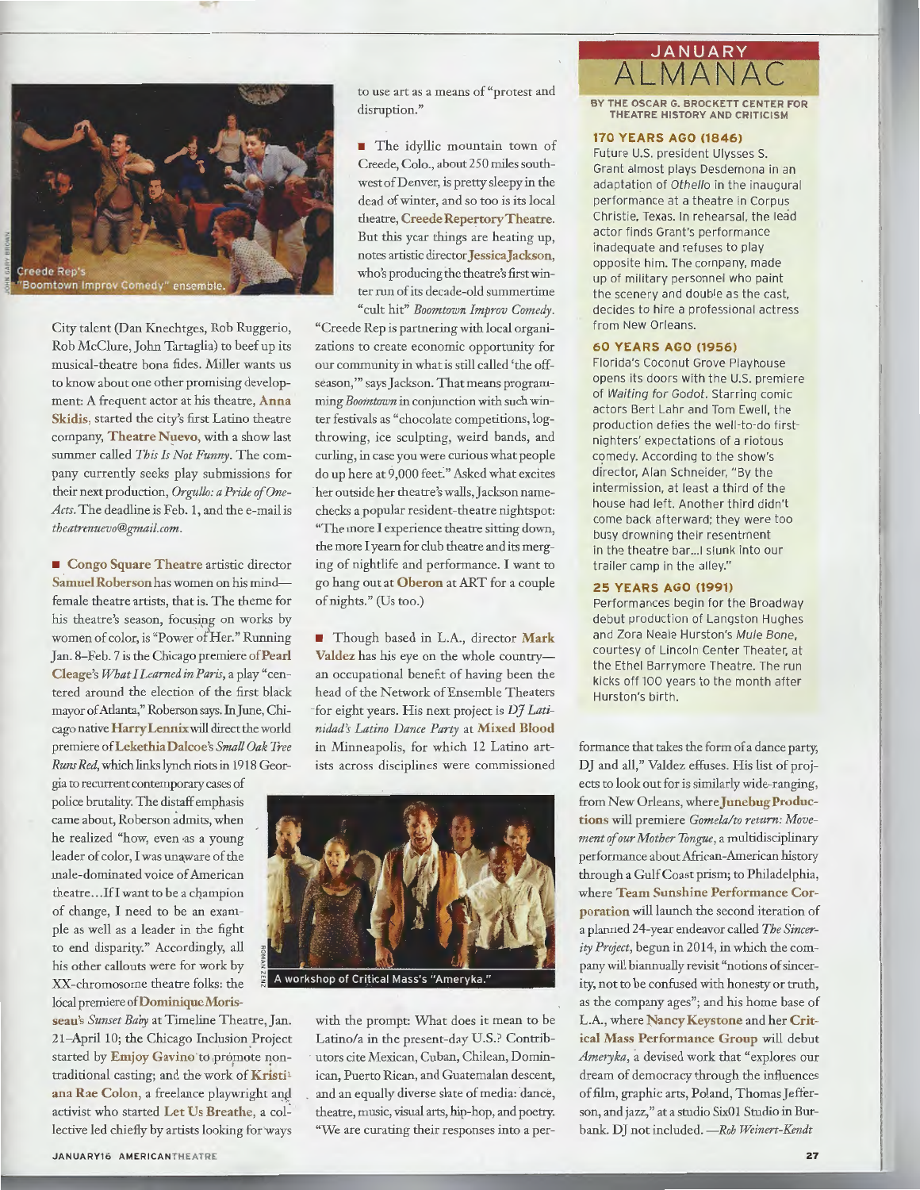City talent (Dan Knechtges, Rob Ruggerio, Rob McClure, John Tartaglia) to beef up its musical-theatre bona fides. Miller wants us to know about one other promising development: A frequent actor at his theatre, **Anna Skidis**, started the city's first Latino theatre company, **Theatre Nuevo**, with a show last summer called *This Is Not Funny*. The company currently seeks play submissions for their next production, *Orgullo: a Pride of One-Acts*. The deadline is Feb. 1, and the e-mail is *theatrenuevo@gmail.com*.

■ **Congo Square Theatre** artistic director **Samuel Roberson** has women on his mind—female theatre artists, that is. The theme for his theatre's season, focusing on works by women of color, is "Power of Her." Running Jan. 8–Feb. 7 is the Chicago premiere of **Pearl Cleage**'s *What I Learned in Paris*, a play "centered around the election of the first black mayor of Atlanta," Roberson says. In June, Chicago native **Harry Lennix** will direct the world premiere of **Lekethia Dalcoe**'s *Small Oak Tree Runs Red*, which links lynch riots in 1918 Georgia to recurrent contemporary cases of police brutality. The distaff emphasis came about, Roberson admits, when he realized "how, even as a young leader of color, I was unaware of the male-dominated voice of American theatre...If I want to be a champion of change, I need to be an example as well as a leader in the fight to end disparity." Accordingly, all his other callouts were for work by XX-chromosome theatre folks: the local premiere of **Dominique Morisseau**'s *Sunset Baby* at Timeline Theatre, Jan. 21–April 10; the Chicago Inclusion Project started by **Emjoy Gavino** to promote non-traditional casting; and the work of **Kristiana Rae Colon**, a freelance playwright and activist who started **Let Us Breathe**, a collective led chiefly by artists looking for ways to use art as a means of "protest and disruption."

Creede Rep's "Boomtown Improv Comedy" ensemble.

■ The idyllic mountain town of Creede, Colo., about 250 miles southwest of Denver, is pretty sleepy in the dead of winter, and so too is its local theatre, **Creede Repertory Theatre**. But this year things are heating up, notes artistic director **Jessica Jackson**, who's producing the theatre's first winter run of its decade-old summertime "cult hit" *Boomtown Improv Comedy*. "Creede Rep is partnering with local organizations to create economic opportunity for our community in what is still called 'the off-season,'" says Jackson. That means programming *Boomtown* in conjunction with such winter festivals as "chocolate competitions, log-throwing, ice sculpting, weird bands, and curling, in case you were curious what people do up here at 9,000 feet." Asked what excites her outside her theatre's walls, Jackson name-checks a popular resident-theatre nightspot: "The more I experience theatre sitting down, the more I yearn for club theatre and its merging of nightlife and performance. I want to go hang out at **Oberon** at ART for a couple of nights." (Us too.)

■ Though based in L.A., director **Mark Valdez** has his eye on the whole country—an occupational benefit of having been the head of the Network of Ensemble Theaters for eight years. His next project is *DJ Latinidad's Latino Dance Party* at **Mixed Blood** in Minneapolis, for which 12 Latino artists across disciplines were commissioned with the prompt: What does it mean to be Latino/a in the present-day U.S.? Contributors cite Mexican, Cuban, Chilean, Dominican, Puerto Rican, and Guatemalan descent, and an equally diverse slate of media: dance, theatre, music, visual arts, hip-hop, and poetry. "We are curating their responses into a performance that takes the form of a dance party, DJ and all," Valdez effuses. His list of projects to look out for is similarly wide-ranging, from New Orleans, where **Junebug Productions** will premiere *Gomela/to return: Movement of our Mother Tongue*, a multidisciplinary performance about African-American history through a Gulf Coast prism; to Philadelphia, where **Team Sunshine Performance Corporation** will launch the second iteration of a planned 24-year endeavor called *The Sincerity Project*, begun in 2014, in which the company will biannually revisit "notions of sincerity, not to be confused with honesty or truth, as the company ages"; and his home base of L.A., where **Nancy Keystone** and her **Critical Mass Performance Group** will debut *Ameryka*, a devised work that "explores our dream of democracy through the influences of film, graphic arts, Poland, Thomas Jefferson, and jazz," at a studio Six01 Studio in Burbank. DJ not included. *—Rob Weinert-Kendt*

A workshop of Critical Mass's "Ameryka."

## JANUARY ALMANAC

**BY THE OSCAR G. BROCKETT CENTER FOR THEATRE HISTORY AND CRITICISM**

### 170 YEARS AGO (1846)

Future U.S. president Ulysses S. Grant almost plays Desdemona in an adaptation of *Othello* in the inaugural performance at a theatre in Corpus Christie, Texas. In rehearsal, the lead actor finds Grant's performance inadequate and refuses to play opposite him. The company, made up of military personnel who paint the scenery and double as the cast, decides to hire a professional actress from New Orleans.

### 60 YEARS AGO (1956)

Florida's Coconut Grove Playhouse opens its doors with the U.S. premiere of *Waiting for Godot*. Starring comic actors Bert Lahr and Tom Ewell, the production defies the well-to-do first-nighters' expectations of a riotous comedy. According to the show's director, Alan Schneider, "By the intermission, at least a third of the house had left. Another third didn't come back afterward; they were too busy drowning their resentment in the theatre bar...I slunk into our trailer camp in the alley."

### 25 YEARS AGO (1991)

Performances begin for the Broadway debut production of Langston Hughes and Zora Neale Hurston's *Mule Bone*, courtesy of Lincoln Center Theater, at the Ethel Barrymore Theatre. The run kicks off 100 years to the month after Hurston's birth.